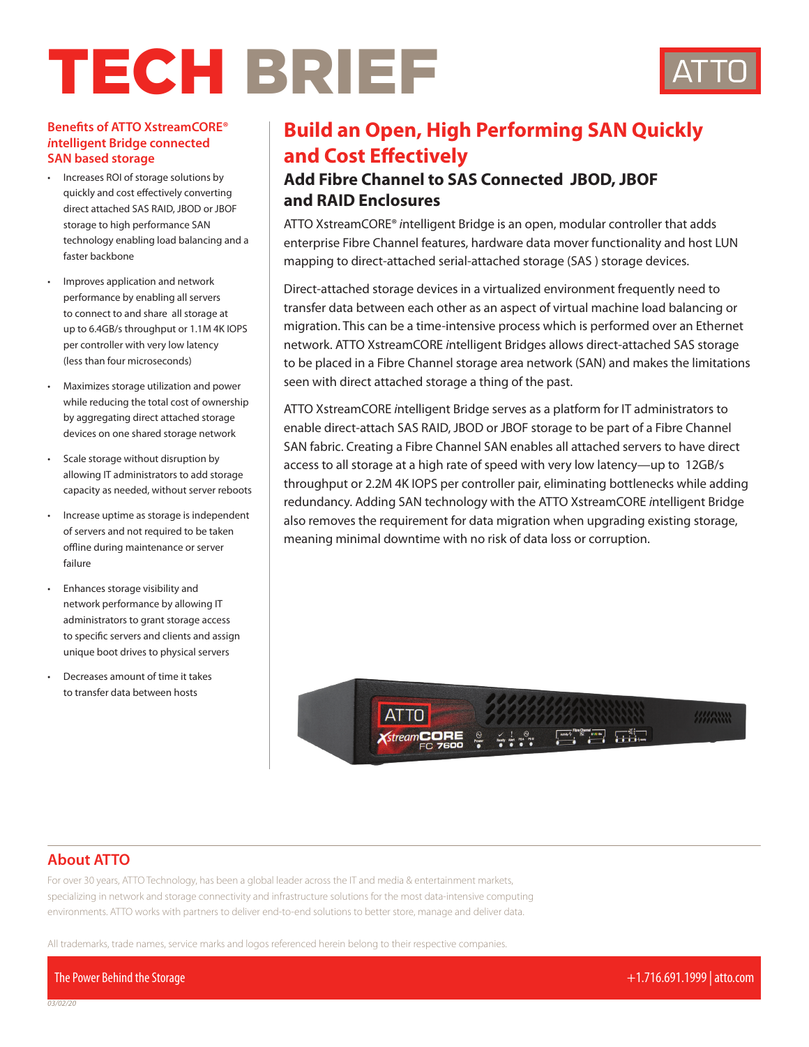# TECH BRIEF

ATTO

## Benefits of ATTO XstreamCORE® *i*ntelligent Bridge connected SAN based storage

- Increases ROI of storage solutions by quickly and cost effectively converting direct attached SAS RAID, JBOD or JBOF storage to high performance SAN technology enabling load balancing and a faster backbone
- Improves application and network performance by enabling all servers to connect to and share all storage at up to 6.4GB/s throughput or 1.1M 4K IOPS per controller with very low latency (less than four microseconds)
- Maximizes storage utilization and power while reducing the total cost of ownership by aggregating direct attached storage devices on one shared storage network
- Scale storage without disruption by allowing IT administrators to add storage capacity as needed, without server reboots
- Increase uptime as storage is independent of servers and not required to be taken offline during maintenance or server failure
- Enhances storage visibility and network performance by allowing IT administrators to grant storage access to specific servers and clients and assign unique boot drives to physical servers
- Decreases amount of time it takes to transfer data between hosts

## Build an Open, High Performing SAN Quickly and Cost Effectively

### Add Fibre Channel to SAS Connected JBOD, JBOF and RAID Enclosures

ATTO XstreamCORE® *i*ntelligent Bridge is an open, modular controller that adds enterprise Fibre Channel features, hardware data mover functionality and host LUN mapping to direct-attached serial-attached storage (SAS ) storage devices.

Direct-attached storage devices in a virtualized environment frequently need to transfer data between each other as an aspect of virtual machine load balancing or migration. This can be a time-intensive process which is performed over an Ethernet network. ATTO XstreamCORE *i*ntelligent Bridges allows direct-attached SAS storage to be placed in a Fibre Channel storage area network (SAN) and makes the limitations seen with direct attached storage a thing of the past.

ATTO XstreamCORE *i*ntelligent Bridge serves as a platform for IT administrators to enable direct-attach SAS RAID, JBOD or JBOF storage to be part of a Fibre Channel SAN fabric. Creating a Fibre Channel SAN enables all attached servers to have direct access to all storage at a high rate of speed with very low latency—up to 12GB/s throughput or 2.2M 4K IOPS per controller pair, eliminating bottlenecks while adding redundancy. Adding SAN technology with the ATTO XstreamCORE *i*ntelligent Bridge also removes the requirement for data migration when upgrading existing storage, meaning minimal downtime with no risk of data loss or corruption.

## About ATTO

For over 30 years, ATTO Technology, has been a global leader across the IT and media & entertainment markets, specializing in network and storage connectivity and infrastructure solutions for the most data-intensive computing environments. ATTO works with partners to deliver end-to-end solutions to better store, manage and deliver data.

All trademarks, trade names, service marks and logos referenced herein belong to their respective companies.

The Power Behind the Storage

+1.716.691.1999 | atto.com

03/02/20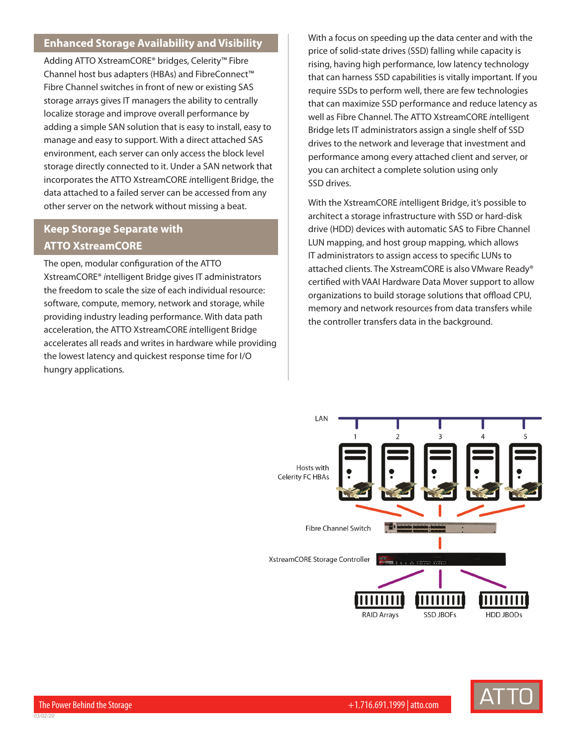## Enhanced Storage Availability and Visibility

Adding ATTO XstreamCORE® bridges, Celerity™ Fibre Channel host bus adapters (HBAs) and FibreConnect™ Fibre Channel switches in front of new or existing SAS storage arrays gives IT managers the ability to centrally localize storage and improve overall performance by adding a simple SAN solution that is easy to install, easy to manage and easy to support. With a direct attached SAS environment, each server can only access the block level storage directly connected to it. Under a SAN network that incorporates the ATTO XstreamCORE *i*ntelligent Bridge, the data attached to a failed server can be accessed from any other server on the network without missing a beat.

## Keep Storage Separate with ATTO XstreamCORE

The open, modular configuration of the ATTO XstreamCORE® *i*ntelligent Bridge gives IT administrators the freedom to scale the size of each individual resource: software, compute, memory, network and storage, while providing industry leading performance. With data path acceleration, the ATTO XstreamCORE *i*ntelligent Bridge accelerates all reads and writes in hardware while providing the lowest latency and quickest response time for I/O hungry applications.

With a focus on speeding up the data center and with the price of solid-state drives (SSD) falling while capacity is rising, having high performance, low latency technology that can harness SSD capabilities is vitally important. If you require SSDs to perform well, there are few technologies that can maximize SSD performance and reduce latency as well as Fibre Channel. The ATTO XstreamCORE *i*ntelligent Bridge lets IT administrators assign a single shelf of SSD drives to the network and leverage that investment and performance among every attached client and server, or you can architect a complete solution using only SSD drives.

With the XstreamCORE *i*ntelligent Bridge, it's possible to architect a storage infrastructure with SSD or hard-disk drive (HDD) devices with automatic SAS to Fibre Channel LUN mapping, and host group mapping, which allows IT administrators to assign access to specific LUNs to attached clients. The XstreamCORE is also VMware Ready® certified with VAAI Hardware Data Mover support to allow organizations to build storage solutions that offload CPU, memory and network resources from data transfers while the controller transfers data in the background.

LAN

1 2 3 4 5

Hosts with Celerity FC HBAs

Fibre Channel Switch

XstreamCORE Storage Controller

RAID Arrays

SSD JBOFs

HDD JBODs

The Power Behind the Storage

+1.716.691.1999 | atto.com

ATTO

03/02/20